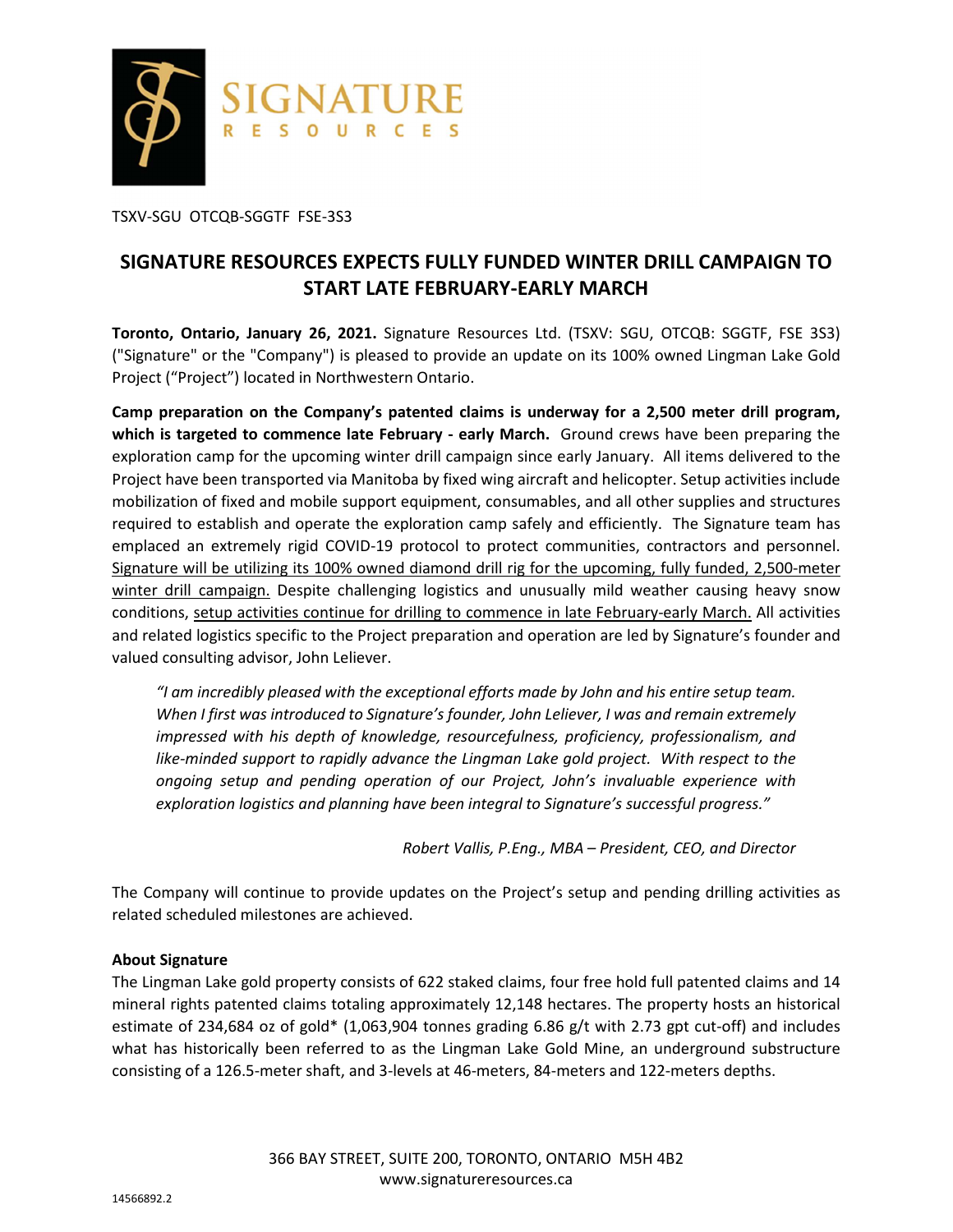TSXV-SGU OTCQB-SGGTF FSE-3S3

# SIGNATURE RESOURCES EXPECTS FULLY FUNDED WINTER DRILL CAMPAIGN TO START LATE FEBRUARY-EARLY MARCH

**Toronto, Ontario, January 26, 2021.** Signature Resources Ltd. (TSXV: SGU, OTCQB: SGGTF, FSE 3S3) ("Signature" or the "Company") is pleased to provide an update on its 100% owned Lingman Lake Gold Project ("Project") located in Northwestern Ontario.

**Camp preparation on the Company's patented claims is underway for a 2,500 meter drill program, which is targeted to commence late February - early March.** Ground crews have been preparing the exploration camp for the upcoming winter drill campaign since early January. All items delivered to the Project have been transported via Manitoba by fixed wing aircraft and helicopter. Setup activities include mobilization of fixed and mobile support equipment, consumables, and all other supplies and structures required to establish and operate the exploration camp safely and efficiently. The Signature team has emplaced an extremely rigid COVID-19 protocol to protect communities, contractors and personnel. Signature will be utilizing its 100% owned diamond drill rig for the upcoming, fully funded, 2,500-meter winter drill campaign. Despite challenging logistics and unusually mild weather causing heavy snow conditions, setup activities continue for drilling to commence in late February-early March. All activities and related logistics specific to the Project preparation and operation are led by Signature's founder and valued consulting advisor, John Leliever.

> *"I am incredibly pleased with the exceptional efforts made by John and his entire setup team. When I first was introduced to Signature's founder, John Leliever, I was and remain extremely impressed with his depth of knowledge, resourcefulness, proficiency, professionalism, and like-minded support to rapidly advance the Lingman Lake gold project. With respect to the ongoing setup and pending operation of our Project, John's invaluable experience with exploration logistics and planning have been integral to Signature's successful progress."*
>
> *Robert Vallis, P.Eng., MBA – President, CEO, and Director*

The Company will continue to provide updates on the Project's setup and pending drilling activities as related scheduled milestones are achieved.

**About Signature**

The Lingman Lake gold property consists of 622 staked claims, four free hold full patented claims and 14 mineral rights patented claims totaling approximately 12,148 hectares. The property hosts an historical estimate of 234,684 oz of gold* (1,063,904 tonnes grading 6.86 g/t with 2.73 gpt cut-off) and includes what has historically been referred to as the Lingman Lake Gold Mine, an underground substructure consisting of a 126.5-meter shaft, and 3-levels at 46-meters, 84-meters and 122-meters depths.

366 BAY STREET, SUITE 200, TORONTO, ONTARIO M5H 4B2
www.signatureresources.ca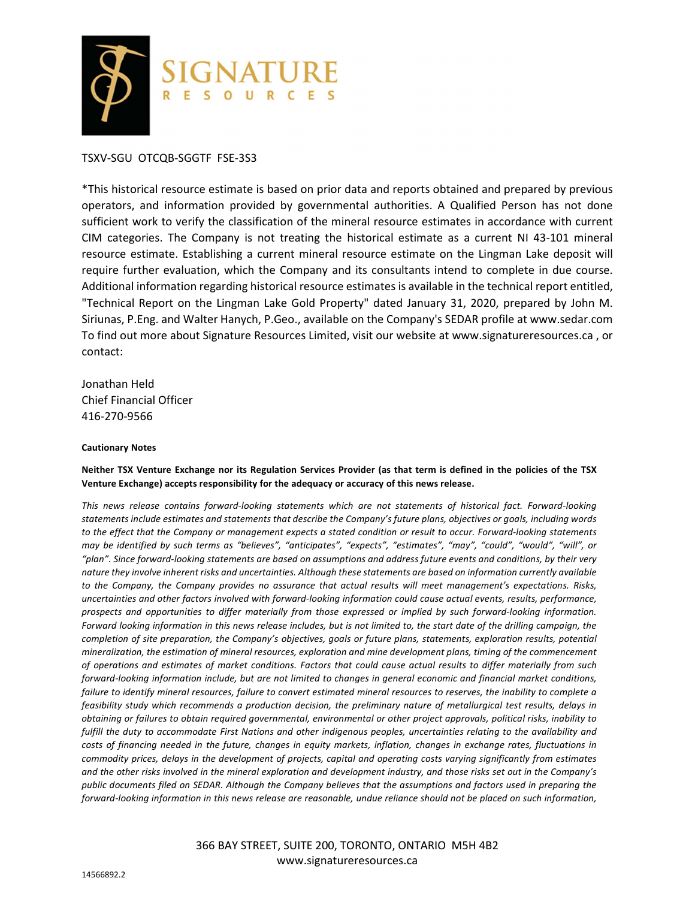TSXV-SGU OTCQB-SGGTF FSE-3S3

*This historical resource estimate is based on prior data and reports obtained and prepared by previous operators, and information provided by governmental authorities. A Qualified Person has not done sufficient work to verify the classification of the mineral resource estimates in accordance with current CIM categories. The Company is not treating the historical estimate as a current NI 43-101 mineral resource estimate. Establishing a current mineral resource estimate on the Lingman Lake deposit will require further evaluation, which the Company and its consultants intend to complete in due course. Additional information regarding historical resource estimates is available in the technical report entitled, "Technical Report on the Lingman Lake Gold Property" dated January 31, 2020, prepared by John M. Siriunas, P.Eng. and Walter Hanych, P.Geo., available on the Company's SEDAR profile at www.sedar.com To find out more about Signature Resources Limited, visit our website at www.signatureresources.ca , or contact:

Jonathan Held
Chief Financial Officer
416-270-9566

**Cautionary Notes**

**Neither TSX Venture Exchange nor its Regulation Services Provider (as that term is defined in the policies of the TSX Venture Exchange) accepts responsibility for the adequacy or accuracy of this news release.**

*This news release contains forward-looking statements which are not statements of historical fact. Forward-looking statements include estimates and statements that describe the Company's future plans, objectives or goals, including words to the effect that the Company or management expects a stated condition or result to occur. Forward-looking statements may be identified by such terms as "believes", "anticipates", "expects", "estimates", "may", "could", "would", "will", or "plan". Since forward-looking statements are based on assumptions and address future events and conditions, by their very nature they involve inherent risks and uncertainties. Although these statements are based on information currently available to the Company, the Company provides no assurance that actual results will meet management's expectations. Risks, uncertainties and other factors involved with forward-looking information could cause actual events, results, performance, prospects and opportunities to differ materially from those expressed or implied by such forward-looking information. Forward looking information in this news release includes, but is not limited to, the start date of the drilling campaign, the completion of site preparation, the Company's objectives, goals or future plans, statements, exploration results, potential mineralization, the estimation of mineral resources, exploration and mine development plans, timing of the commencement of operations and estimates of market conditions. Factors that could cause actual results to differ materially from such forward-looking information include, but are not limited to changes in general economic and financial market conditions, failure to identify mineral resources, failure to convert estimated mineral resources to reserves, the inability to complete a feasibility study which recommends a production decision, the preliminary nature of metallurgical test results, delays in obtaining or failures to obtain required governmental, environmental or other project approvals, political risks, inability to fulfill the duty to accommodate First Nations and other indigenous peoples, uncertainties relating to the availability and costs of financing needed in the future, changes in equity markets, inflation, changes in exchange rates, fluctuations in commodity prices, delays in the development of projects, capital and operating costs varying significantly from estimates and the other risks involved in the mineral exploration and development industry, and those risks set out in the Company's public documents filed on SEDAR. Although the Company believes that the assumptions and factors used in preparing the forward-looking information in this news release are reasonable, undue reliance should not be placed on such information,*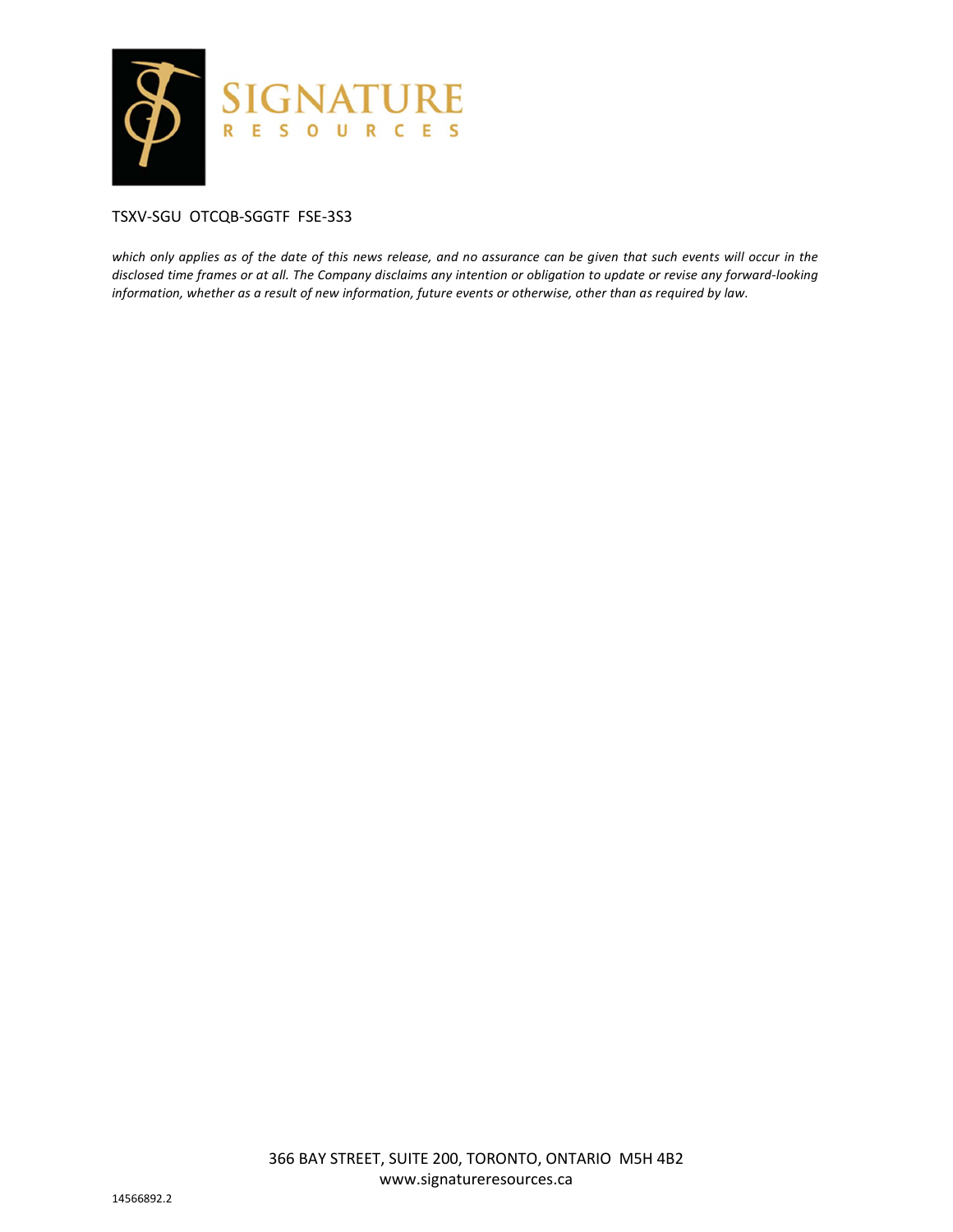TSXV-SGU OTCQB-SGGTF FSE-3S3

*which only applies as of the date of this news release, and no assurance can be given that such events will occur in the disclosed time frames or at all. The Company disclaims any intention or obligation to update or revise any forward-looking information, whether as a result of new information, future events or otherwise, other than as required by law.*